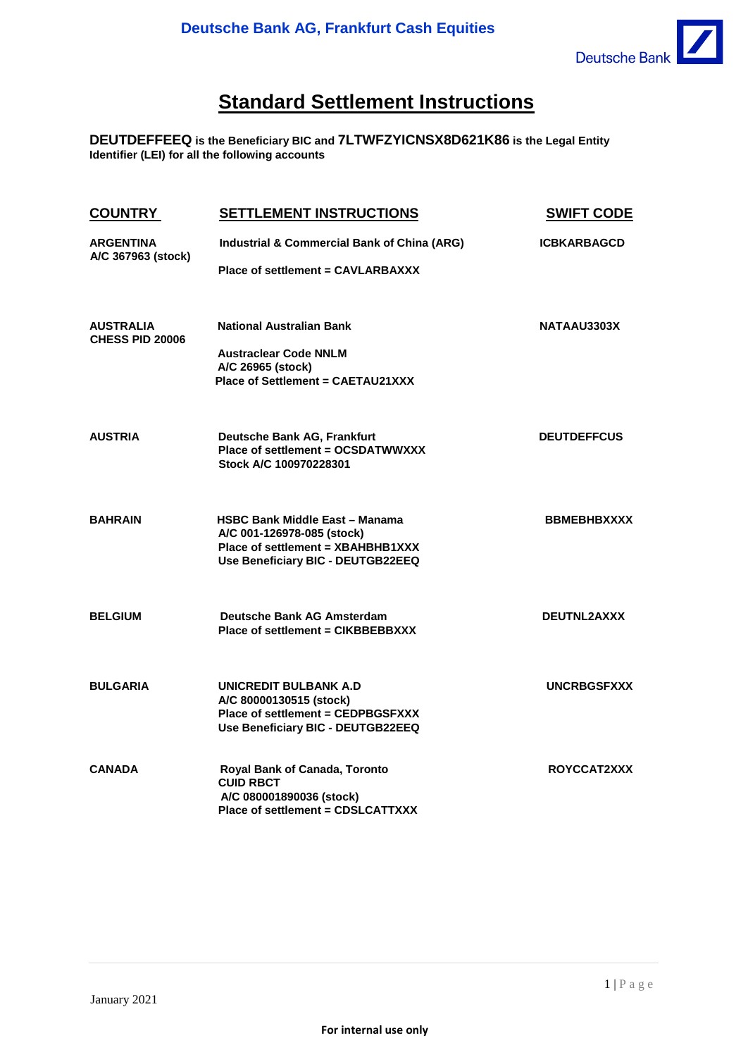Deutsche Bank AG, Frankfurt Cash Equities

# Standard Settlement Instructions

**DEUTDEFFEEQ is the Beneficiary BIC and 7LTWFZYICNSX8D621K86 is the Legal Entity Identifier (LEI) for all the following accounts**

| COUNTRY | SETTLEMENT INSTRUCTIONS | SWIFT CODE |
| --- | --- | --- |
| **ARGENTINA**<br>**A/C 367963 (stock)** | **Industrial & Commercial Bank of China (ARG)**<br>**Place of settlement = CAVLARBAXXX** | **ICBKARBAGCD** |
| **AUSTRALIA**<br>**CHESS PID 20006** | **National Australian Bank**<br>**Austraclear Code NNLM**<br>**A/C 26965 (stock)**<br>**Place of Settlement = CAETAU21XXX** | **NATAAU3303X** |
| **AUSTRIA** | **Deutsche Bank AG, Frankfurt**<br>**Place of settlement = OCSDATWWXXX**<br>**Stock A/C 100970228301** | **DEUTDEFFCUS** |
| **BAHRAIN** | **HSBC Bank Middle East – Manama**<br>**A/C 001-126978-085 (stock)**<br>**Place of settlement = XBAHBHB1XXX**<br>**Use Beneficiary BIC - DEUTGB22EEQ** | **BBMEBHBXXXX** |
| **BELGIUM** | **Deutsche Bank AG Amsterdam**<br>**Place of settlement = CIKBBEBBXXX** | **DEUTNL2AXXX** |
| **BULGARIA** | **UNICREDIT BULBANK A.D**<br>**A/C 80000130515 (stock)**<br>**Place of settlement = CEDPBGSFXXX**<br>**Use Beneficiary BIC - DEUTGB22EEQ** | **UNCRBGSFXXX** |
| **CANADA** | **Royal Bank of Canada, Toronto**<br>**CUID RBCT**<br>**A/C 080001890036 (stock)**<br>**Place of settlement = CDSLCATTXXX** | **ROYCCAT2XXX** |

January 2021

**For internal use only**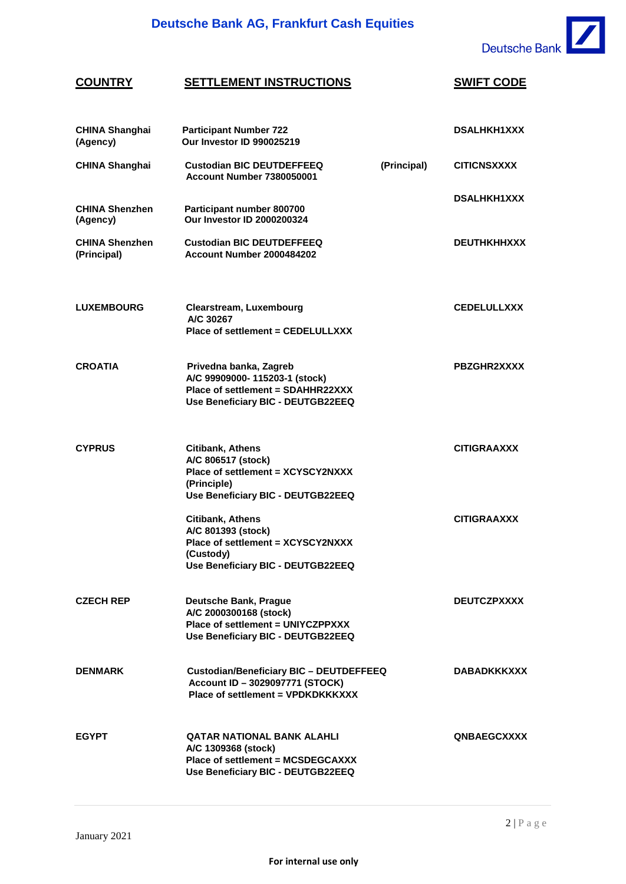Deutsche Bank AG, Frankfurt Cash Equities

| COUNTRY | SETTLEMENT INSTRUCTIONS | | SWIFT CODE |
|---|---|---|---|
| CHINA Shanghai (Agency) | Participant Number 722<br>Our Investor ID 990025219 | | DSALHKH1XXX |
| CHINA Shanghai | Custodian BIC DEUTDEFFEEQ<br>Account Number 7380050001 | (Principal) | CITICNSXXXX |
| CHINA Shenzhen (Agency) | Participant number 800700<br>Our Investor ID 2000200324 | | DSALHKH1XXX |
| CHINA Shenzhen (Principal) | Custodian BIC DEUTDEFFEEQ<br>Account Number 2000484202 | | DEUTHKHHXXX |
| LUXEMBOURG | Clearstream, Luxembourg<br>A/C 30267<br>Place of settlement = CEDELULLXXX | | CEDELULLXXX |
| CROATIA | Privedna banka, Zagreb<br>A/C 99909000- 115203-1 (stock)<br>Place of settlement = SDAHHR22XXX<br>Use Beneficiary BIC - DEUTGB22EEQ | | PBZGHR2XXXX |
| CYPRUS | Citibank, Athens<br>A/C 806517 (stock)<br>Place of settlement = XCYSCY2NXXX<br>(Principle)<br>Use Beneficiary BIC - DEUTGB22EEQ | | CITIGRAAXXX |
| | Citibank, Athens<br>A/C 801393 (stock)<br>Place of settlement = XCYSCY2NXXX<br>(Custody)<br>Use Beneficiary BIC - DEUTGB22EEQ | | CITIGRAAXXX |
| CZECH REP | Deutsche Bank, Prague<br>A/C 2000300168 (stock)<br>Place of settlement = UNIYCZPPXXX<br>Use Beneficiary BIC - DEUTGB22EEQ | | DEUTCZPXXXX |
| DENMARK | Custodian/Beneficiary BIC – DEUTDEFFEEQ<br>Account ID – 3029097771 (STOCK)<br>Place of settlement = VPDKDKKKXXX | | DABADKKKXXX |
| EGYPT | QATAR NATIONAL BANK ALAHLI<br>A/C 1309368 (stock)<br>Place of settlement = MCSDEGCAXXX<br>Use Beneficiary BIC - DEUTGB22EEQ | | QNBAEGCXXXX |

January 2021

For internal use only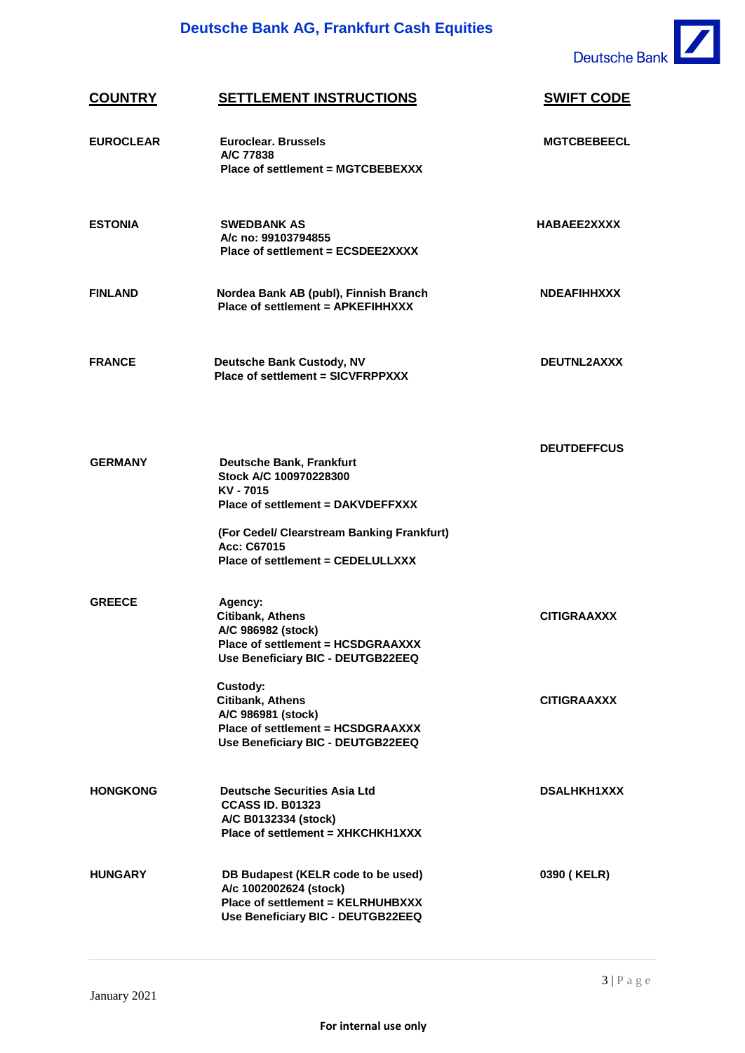| COUNTRY | SETTLEMENT INSTRUCTIONS | SWIFT CODE |
|---|---|---|
| **EUROCLEAR** | **Euroclear. Brussels**<br>**A/C 77838**<br>**Place of settlement = MGTCBEBEXXX** | **MGTCBEBEECL** |
| **ESTONIA** | **SWEDBANK AS**<br>**A/c no: 99103794855**<br>**Place of settlement = ECSDEE2XXXX** | **HABAEE2XXXX** |
| **FINLAND** | **Nordea Bank AB (publ), Finnish Branch**<br>**Place of settlement = APKEFIHHXXX** | **NDEAFIHHXXX** |
| **FRANCE** | **Deutsche Bank Custody, NV**<br>**Place of settlement = SICVFRPPXXX** | **DEUTNL2AXXX** |
| **GERMANY** | **Deutsche Bank, Frankfurt**<br>**Stock A/C 100970228300**<br>**KV - 7015**<br>**Place of settlement = DAKVDEFFXXX**<br><br>**(For Cedel/ Clearstream Banking Frankfurt)**<br>**Acc: C67015**<br>**Place of settlement = CEDELULLXXX** | **DEUTDEFFCUS** |
| **GREECE** | **Agency:**<br>**Citibank, Athens**<br>**A/C 986982 (stock)**<br>**Place of settlement = HCSDGRAAXXX**<br>**Use Beneficiary BIC - DEUTGB22EEQ** | **CITIGRAAXXX** |
| | **Custody:**<br>**Citibank, Athens**<br>**A/C 986981 (stock)**<br>**Place of settlement = HCSDGRAAXXX**<br>**Use Beneficiary BIC - DEUTGB22EEQ** | **CITIGRAAXXX** |
| **HONGKONG** | **Deutsche Securities Asia Ltd**<br>**CCASS ID. B01323**<br>**A/C B0132334 (stock)**<br>**Place of settlement = XHKCHKH1XXX** | **DSALHKH1XXX** |
| **HUNGARY** | **DB Budapest (KELR code to be used)**<br>**A/c 1002002624 (stock)**<br>**Place of settlement = KELRHUHBXXX**<br>**Use Beneficiary BIC - DEUTGB22EEQ** | **0390 ( KELR)** |

January 2021

**For internal use only**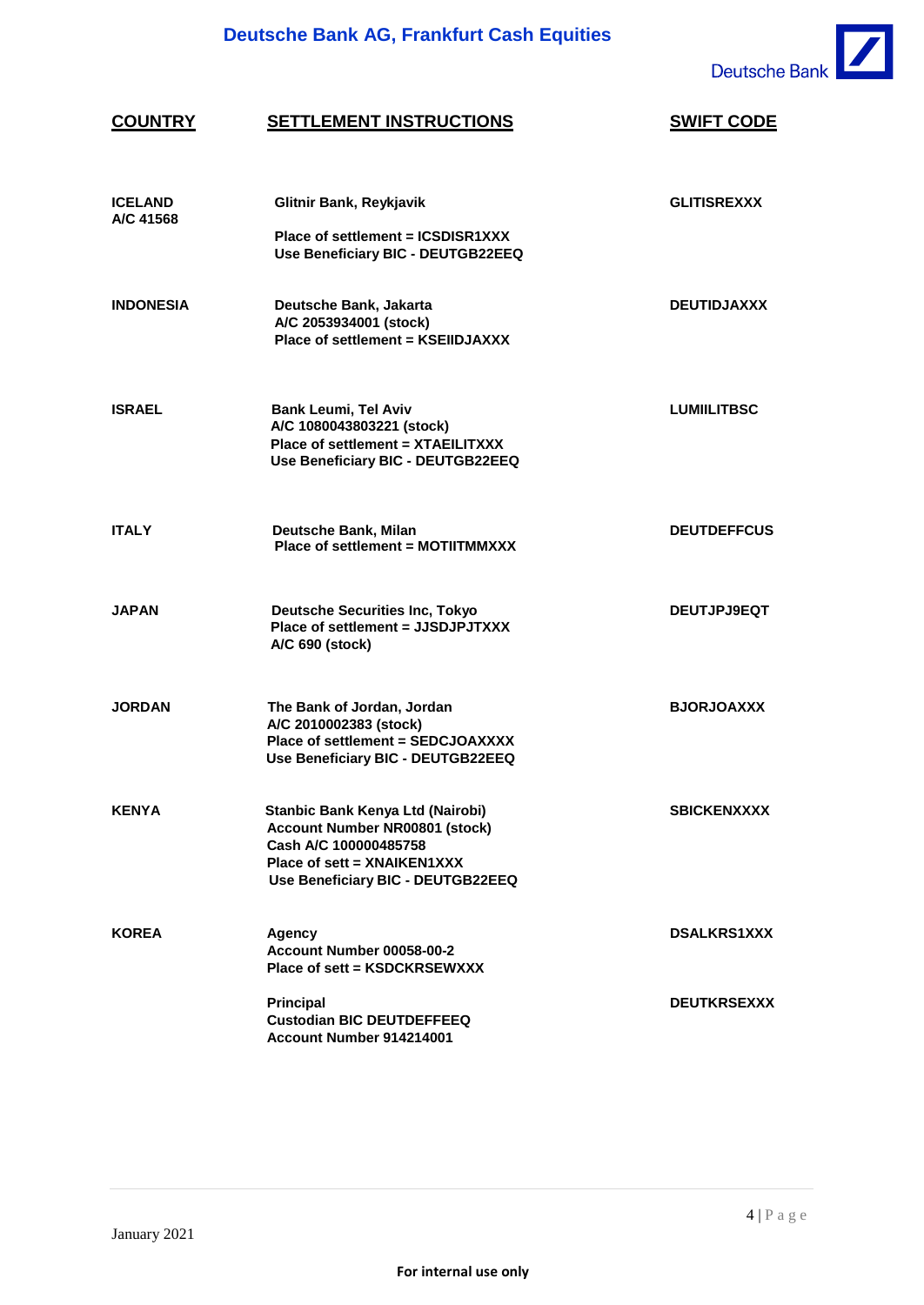| COUNTRY | SETTLEMENT INSTRUCTIONS | SWIFT CODE |
|---|---|---|
| **ICELAND**<br>**A/C 41568** | **Glitnir Bank, Reykjavik**<br><br>**Place of settlement = ICSDISR1XXX**<br>**Use Beneficiary BIC - DEUTGB22EEQ** | **GLITISREXXX** |
| **INDONESIA** | **Deutsche Bank, Jakarta**<br>**A/C 2053934001 (stock)**<br>**Place of settlement = KSEIIDJAXXX** | **DEUTIDJAXXX** |
| **ISRAEL** | **Bank Leumi, Tel Aviv**<br>**A/C 1080043803221 (stock)**<br>**Place of settlement = XTAEILITXXX**<br>**Use Beneficiary BIC - DEUTGB22EEQ** | **LUMIILITBSC** |
| **ITALY** | **Deutsche Bank, Milan**<br>**Place of settlement = MOTIITMMXXX** | **DEUTDEFFCUS** |
| **JAPAN** | **Deutsche Securities Inc, Tokyo**<br>**Place of settlement = JJSDJPJTXXX**<br>**A/C 690 (stock)** | **DEUTJPJ9EQT** |
| **JORDAN** | **The Bank of Jordan, Jordan**<br>**A/C 2010002383 (stock)**<br>**Place of settlement = SEDCJOAXXXX**<br>**Use Beneficiary BIC - DEUTGB22EEQ** | **BJORJOAXXX** |
| **KENYA** | **Stanbic Bank Kenya Ltd (Nairobi)**<br>**Account Number NR00801 (stock)**<br>**Cash A/C 100000485758**<br>**Place of sett = XNAIKEN1XXX**<br>**Use Beneficiary BIC - DEUTGB22EEQ** | **SBICKENXXXX** |
| **KOREA** | **Agency**<br>**Account Number 00058-00-2**<br>**Place of sett = KSDCKRSEWXXX** | **DSALKRS1XXX** |
| | **Principal**<br>**Custodian BIC DEUTDEFFEEQ**<br>**Account Number 914214001** | **DEUTKRSEXXX** |

January 2021

**For internal use only**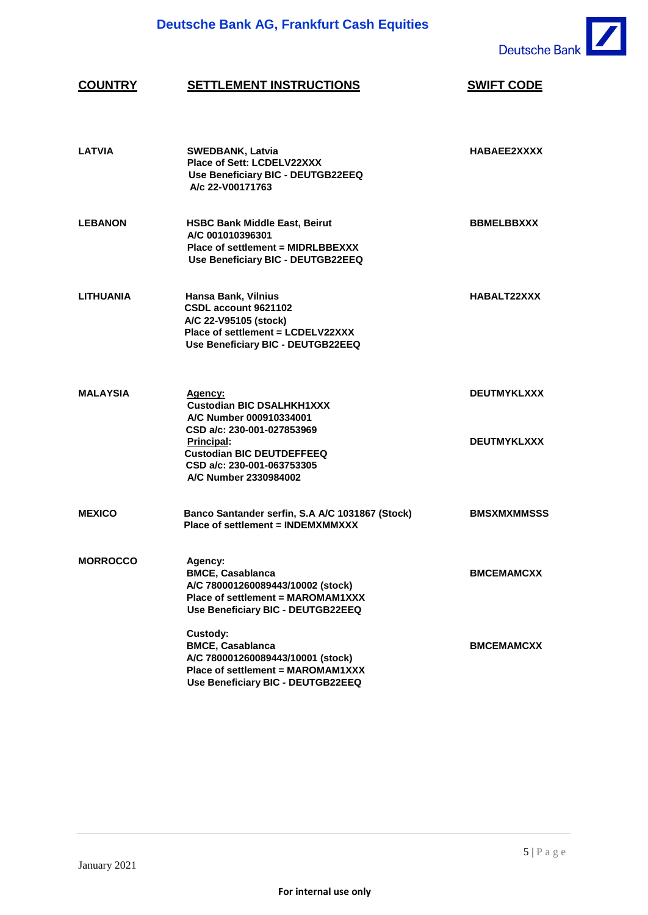| COUNTRY | SETTLEMENT INSTRUCTIONS | SWIFT CODE |
|---|---|---|
| LATVIA | SWEDBANK, Latvia<br>Place of Sett: LCDELV22XXX<br>Use Beneficiary BIC - DEUTGB22EEQ<br>A/c 22-V00171763 | HABAEE2XXXX |
| LEBANON | HSBC Bank Middle East, Beirut<br>A/C 001010396301<br>Place of settlement = MIDRLBBEXXX<br>Use Beneficiary BIC - DEUTGB22EEQ | BBMELBBXXX |
| LITHUANIA | Hansa Bank, Vilnius<br>CSDL account 9621102<br>A/C 22-V95105 (stock)<br>Place of settlement = LCDELV22XXX<br>Use Beneficiary BIC - DEUTGB22EEQ | HABALT22XXX |
| MALAYSIA | Agency:<br>Custodian BIC DSALHKH1XXX<br>A/C Number 000910334001<br>CSD a/c: 230-001-027853969 | DEUTMYKLXXX |
| | Principal:<br>Custodian BIC DEUTDEFFEEQ<br>CSD a/c: 230-001-063753305<br>A/C Number 2330984002 | DEUTMYKLXXX |
| MEXICO | Banco Santander serfin, S.A A/C 1031867 (Stock)<br>Place of settlement = INDEMXMMXXX | BMSXMXMMSSS |
| MORROCCO | Agency:<br>BMCE, Casablanca<br>A/C 780001260089443/10002 (stock)<br>Place of settlement = MAROMAM1XXX<br>Use Beneficiary BIC - DEUTGB22EEQ | BMCEMAMCXX |
| | Custody:<br>BMCE, Casablanca<br>A/C 780001260089443/10001 (stock)<br>Place of settlement = MAROMAM1XXX<br>Use Beneficiary BIC - DEUTGB22EEQ | BMCEMAMCXX |

January 2021

For internal use only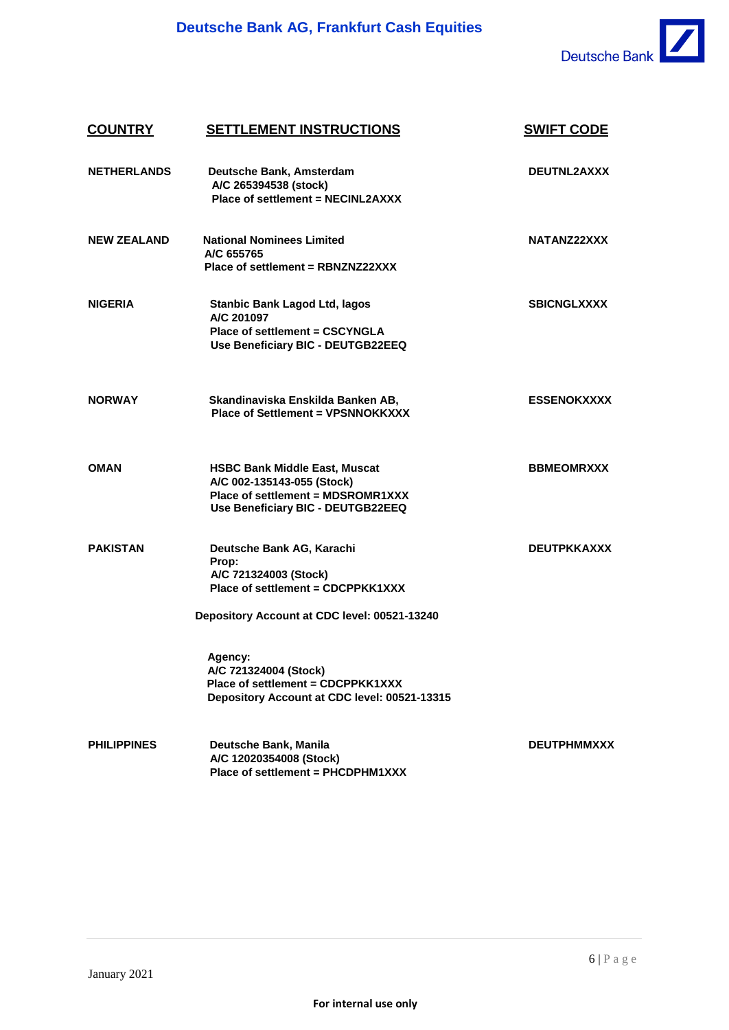| COUNTRY | SETTLEMENT INSTRUCTIONS | SWIFT CODE |
|---|---|---|
| NETHERLANDS | Deutsche Bank, Amsterdam<br>A/C 265394538 (stock)<br>Place of settlement = NECINL2AXXX | DEUTNL2AXXX |
| NEW ZEALAND | National Nominees Limited<br>A/C 655765<br>Place of settlement = RBNZNZ22XXX | NATANZ22XXX |
| NIGERIA | Stanbic Bank Lagod Ltd, lagos<br>A/C 201097<br>Place of settlement = CSCYNGLA<br>Use Beneficiary BIC - DEUTGB22EEQ | SBICNGLXXXX |
| NORWAY | Skandinaviska Enskilda Banken AB,<br>Place of Settlement = VPSNNOKKXXX | ESSENOKXXXX |
| OMAN | HSBC Bank Middle East, Muscat<br>A/C 002-135143-055 (Stock)<br>Place of settlement = MDSROMR1XXX<br>Use Beneficiary BIC - DEUTGB22EEQ | BBMEOMRXXX |
| PAKISTAN | Deutsche Bank AG, Karachi<br>Prop:<br>A/C 721324003 (Stock)<br>Place of settlement = CDCPPKK1XXX<br>Depository Account at CDC level: 00521-13240<br><br>Agency:<br>A/C 721324004 (Stock)<br>Place of settlement = CDCPPKK1XXX<br>Depository Account at CDC level: 00521-13315 | DEUTPKKAXXX |
| PHILIPPINES | Deutsche Bank, Manila<br>A/C 12020354008 (Stock)<br>Place of settlement = PHCDPHM1XXX | DEUTPHMMXXX |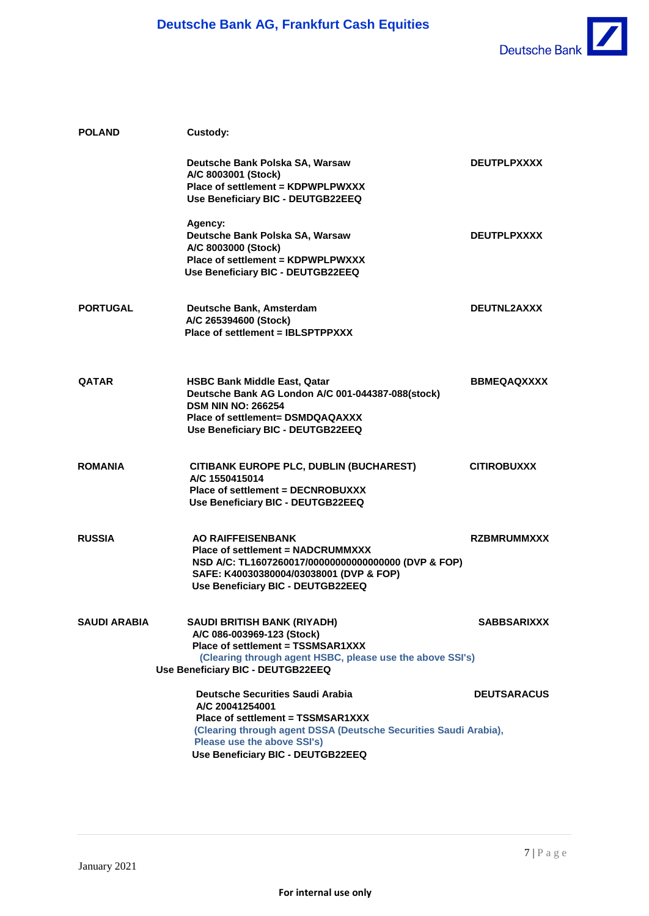| | | |
|---|---|---|
| **POLAND** | **Custody:** | |
| | **Deutsche Bank Polska SA, Warsaw**<br>**A/C 8003001 (Stock)**<br>**Place of settlement = KDPWPLPWXXX**<br>**Use Beneficiary BIC - DEUTGB22EEQ** | **DEUTPLPXXXX** |
| | **Agency:**<br>**Deutsche Bank Polska SA, Warsaw**<br>**A/C 8003000 (Stock)**<br>**Place of settlement = KDPWPLPWXXX**<br>**Use Beneficiary BIC - DEUTGB22EEQ** | **DEUTPLPXXXX** |
| **PORTUGAL** | **Deutsche Bank, Amsterdam**<br>**A/C 265394600 (Stock)**<br>**Place of settlement = IBLSPTPPXXX** | **DEUTNL2AXXX** |
| **QATAR** | **HSBC Bank Middle East, Qatar**<br>**Deutsche Bank AG London A/C 001-044387-088(stock)**<br>**DSM NIN NO: 266254**<br>**Place of settlement= DSMDQAQAXXX**<br>**Use Beneficiary BIC - DEUTGB22EEQ** | **BBMEQAQXXXX** |
| **ROMANIA** | **CITIBANK EUROPE PLC, DUBLIN (BUCHAREST)**<br>**A/C 1550415014**<br>**Place of settlement = DECNROBUXXX**<br>**Use Beneficiary BIC - DEUTGB22EEQ** | **CITIROBUXXX** |
| **RUSSIA** | **AO RAIFFEISENBANK**<br>**Place of settlement = NADCRUMMXXX**<br>**NSD A/C: TL1607260017/00000000000000000 (DVP & FOP)**<br>**SAFE: K40030380004/03038001 (DVP & FOP)**<br>**Use Beneficiary BIC - DEUTGB22EEQ** | **RZBMRUMMXXX** |
| **SAUDI ARABIA** | **SAUDI BRITISH BANK (RIYADH)**<br>**A/C 086-003969-123 (Stock)**<br>**Place of settlement = TSSMSAR1XXX**<br>**(Clearing through agent HSBC, please use the above SSI's)**<br>**Use Beneficiary BIC - DEUTGB22EEQ** | **SABBSARIXXX** |
| | **Deutsche Securities Saudi Arabia**<br>**A/C 20041254001**<br>**Place of settlement = TSSMSAR1XXX**<br>**(Clearing through agent DSSA (Deutsche Securities Saudi Arabia), Please use the above SSI's)**<br>**Use Beneficiary BIC - DEUTGB22EEQ** | **DEUTSARACUS** |

January 2021

**For internal use only**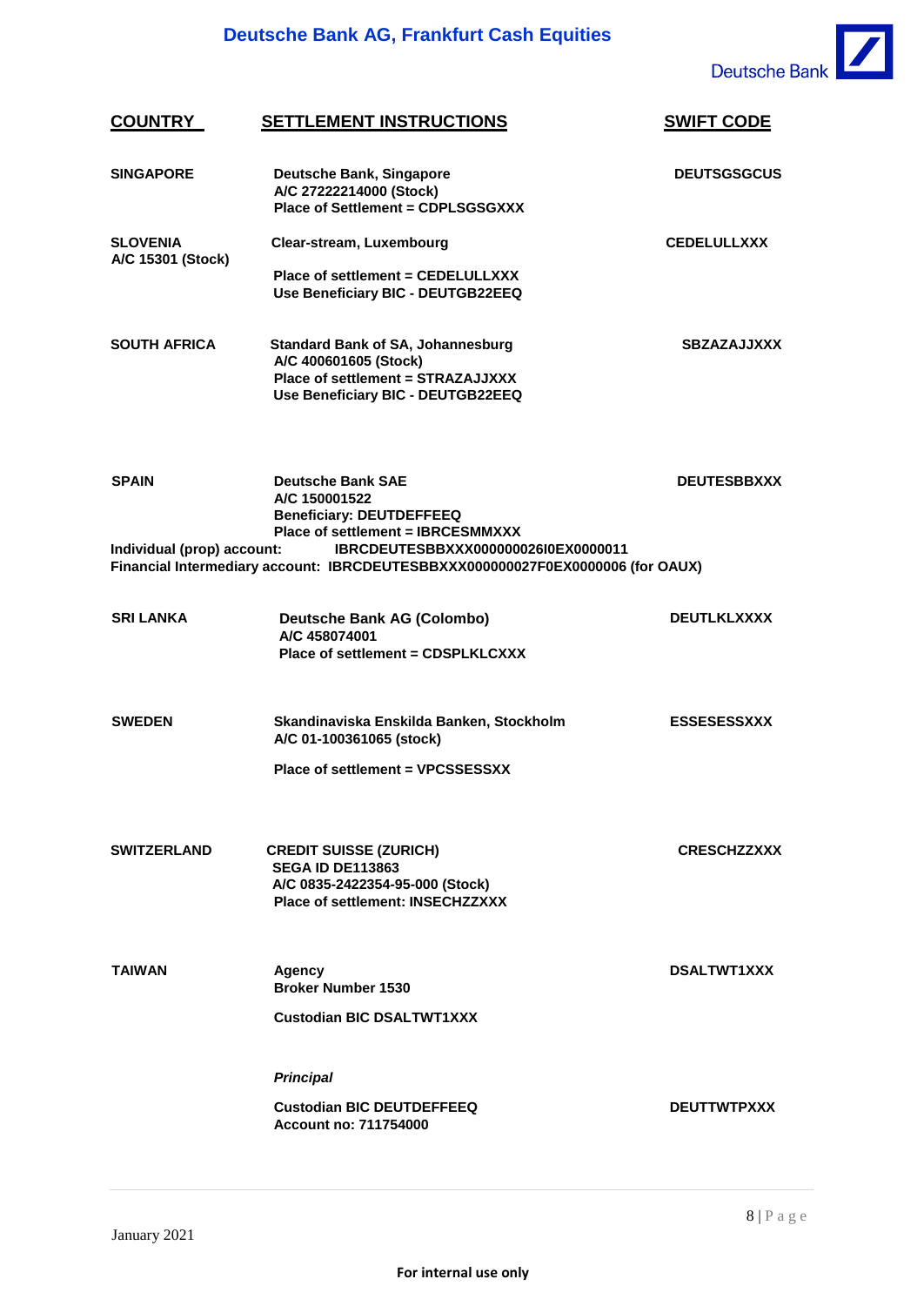| COUNTRY | SETTLEMENT INSTRUCTIONS | SWIFT CODE |
| --- | --- | --- |
| **SINGAPORE** | **Deutsche Bank, Singapore**<br>**A/C 27222214000 (Stock)**<br>**Place of Settlement = CDPLSGSGXXX** | **DEUTSGSGCUS** |
| **SLOVENIA**<br>**A/C 15301 (Stock)** | **Clear-stream, Luxembourg**<br>**Place of settlement = CEDELULLXXX**<br>**Use Beneficiary BIC - DEUTGB22EEQ** | **CEDELULLXXX** |
| **SOUTH AFRICA** | **Standard Bank of SA, Johannesburg**<br>**A/C 400601605 (Stock)**<br>**Place of settlement = STRAZAJJXXX**<br>**Use Beneficiary BIC - DEUTGB22EEQ** | **SBZAZAJJXXX** |
| **SPAIN** | **Deutsche Bank SAE**<br>**A/C 150001522**<br>**Beneficiary: DEUTDEFFEEQ**<br>**Place of settlement = IBRCESMMXXX** | **DEUTESBBXXX** |

**Individual (prop) account: IBRCDEUTESBBXXX000000026I0EX0000011**
**Financial Intermediary account: IBRCDEUTESBBXXX000000027F0EX0000006 (for OAUX)**

| COUNTRY | SETTLEMENT INSTRUCTIONS | SWIFT CODE |
| --- | --- | --- |
| **SRI LANKA** | **Deutsche Bank AG (Colombo)**<br>**A/C 458074001**<br>**Place of settlement = CDSPLKLCXXX** | **DEUTLKLXXXX** |
| **SWEDEN** | **Skandinaviska Enskilda Banken, Stockholm**<br>**A/C 01-100361065 (stock)**<br>**Place of settlement = VPCSSESSXX** | **ESSESESSXXX** |
| **SWITZERLAND** | **CREDIT SUISSE (ZURICH)**<br>**SEGA ID DE113863**<br>**A/C 0835-2422354-95-000 (Stock)**<br>**Place of settlement: INSECHZZXXX** | **CRESCHZZXXX** |
| **TAIWAN** | **Agency**<br>**Broker Number 1530**<br>**Custodian BIC DSALTWT1XXX** | **DSALTWT1XXX** |
| | ***Principal***<br>**Custodian BIC DEUTDEFFEEQ**<br>**Account no: 711754000** | **DEUTTWTPXXX** |

January 2021

For internal use only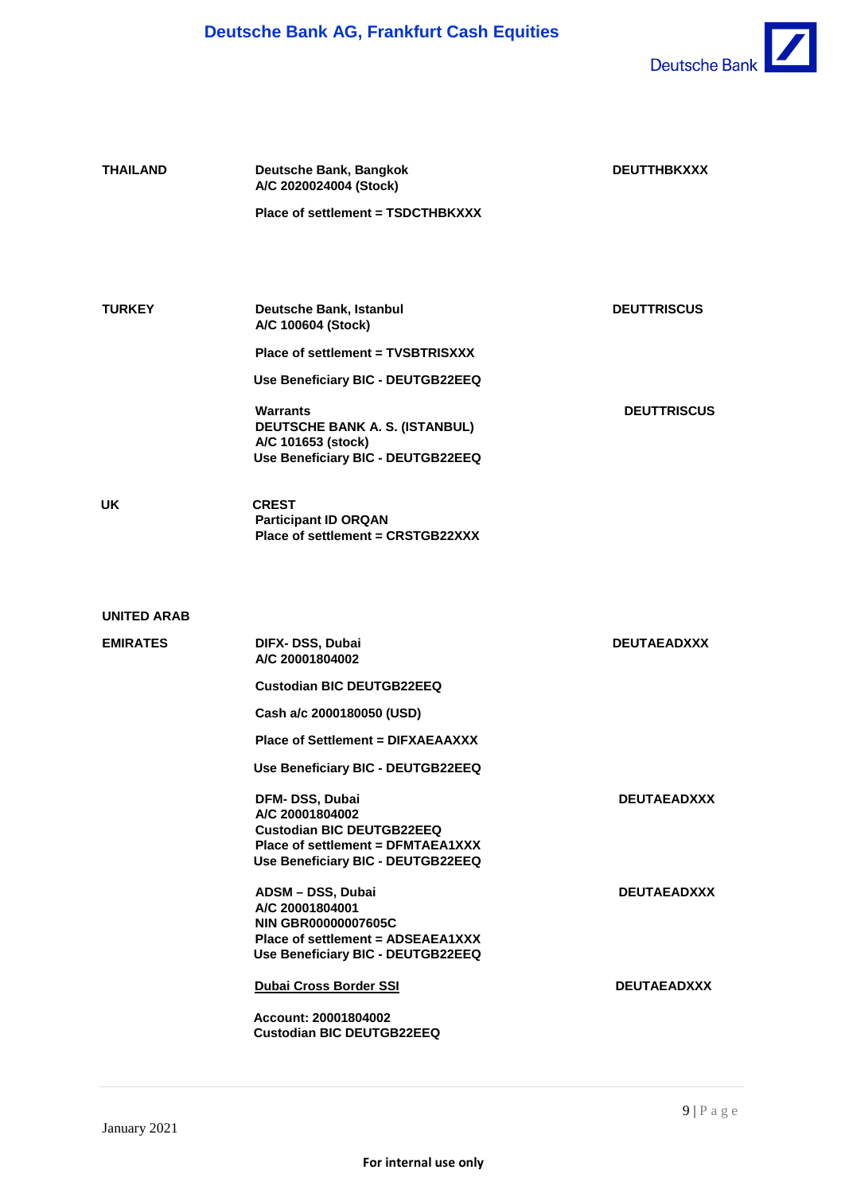| | | |
|---|---|---|
| **THAILAND** | **Deutsche Bank, Bangkok**<br>**A/C 2020024004 (Stock)**<br><br>**Place of settlement = TSDCTHBKXXX** | **DEUTTHBKXXX** |
| **TURKEY** | **Deutsche Bank, Istanbul**<br>**A/C 100604 (Stock)**<br><br>**Place of settlement = TVSBTRISXXX**<br><br>**Use Beneficiary BIC - DEUTGB22EEQ** | **DEUTTRISCUS** |
| | **Warrants**<br>**DEUTSCHE BANK A. S. (ISTANBUL)**<br>**A/C 101653 (stock)**<br>**Use Beneficiary BIC - DEUTGB22EEQ** | **DEUTTRISCUS** |
| **UK** | **CREST**<br>**Participant ID ORQAN**<br>**Place of settlement = CRSTGB22XXX** | |
| **UNITED ARAB EMIRATES** | **DIFX- DSS, Dubai**<br>**A/C 20001804002**<br><br>**Custodian BIC DEUTGB22EEQ**<br><br>**Cash a/c 2000180050 (USD)**<br><br>**Place of Settlement = DIFXAEAAXXX**<br><br>**Use Beneficiary BIC - DEUTGB22EEQ** | **DEUTAEADXXX** |
| | **DFM- DSS, Dubai**<br>**A/C 20001804002**<br>**Custodian BIC DEUTGB22EEQ**<br>**Place of settlement = DFMTAEA1XXX**<br>**Use Beneficiary BIC - DEUTGB22EEQ** | **DEUTAEADXXX** |
| | **ADSM – DSS, Dubai**<br>**A/C 20001804001**<br>**NIN GBR00000007605C**<br>**Place of settlement = ADSEAEA1XXX**<br>**Use Beneficiary BIC - DEUTGB22EEQ** | **DEUTAEADXXX** |
| | **<u>Dubai Cross Border SSI</u>**<br><br>**Account: 20001804002**<br>**Custodian BIC DEUTGB22EEQ** | **DEUTAEADXXX** |

January 2021

**For internal use only**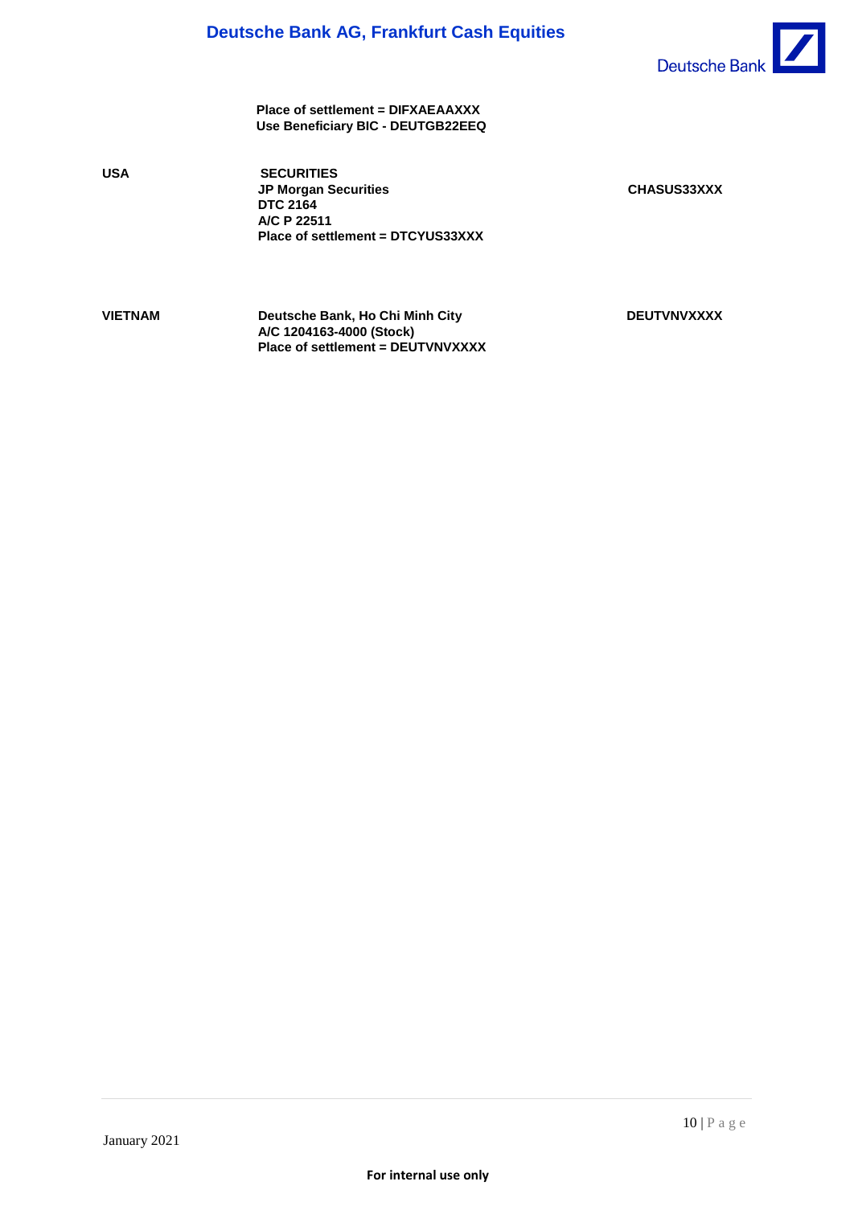| | | |
|---|---|---|
| | **Place of settlement = DIFXAEAAXXX**<br>**Use Beneficiary BIC - DEUTGB22EEQ** | |
| **USA** | **SECURITIES**<br>**JP Morgan Securities**<br>**DTC 2164**<br>**A/C P 22511**<br>**Place of settlement = DTCYUS33XXX** | **CHASUS33XXX** |
| **VIETNAM** | **Deutsche Bank, Ho Chi Minh City**<br>**A/C 1204163-4000 (Stock)**<br>**Place of settlement = DEUTVNVXXXX** | **DEUTVNVXXXX** |

January 2021

**For internal use only**